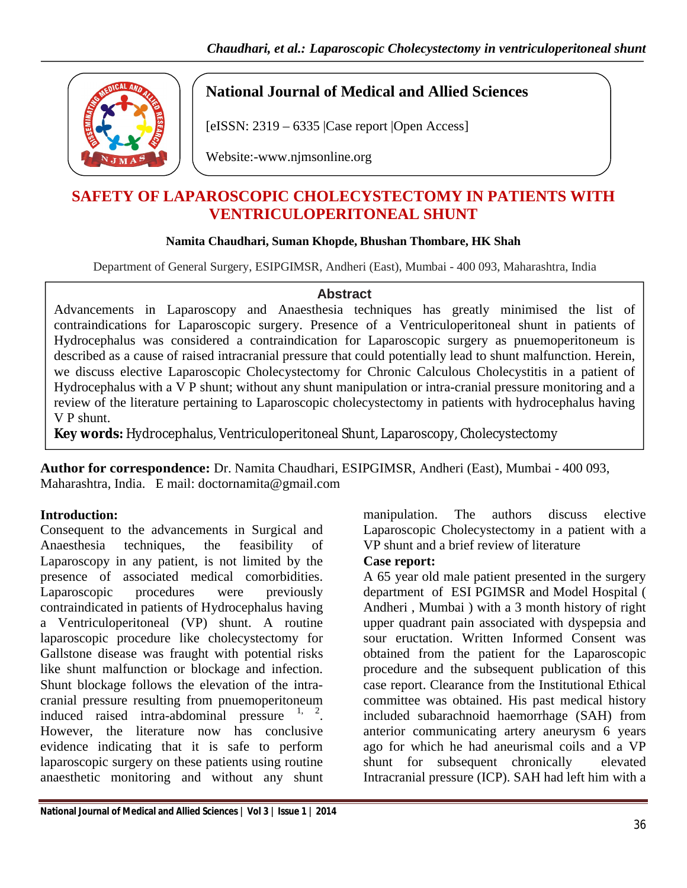**National Journal of Medical and Allied Sciences**

[eISSN: 2319 – 6335 |Case report |Open Access]

Website:-www.njmsonline.org

# SAFETY OF LAPAROSCOPIC CHOLECYSTECTOMY IN PATIENTS WITH VENTRICULOPERITONEAL SHUNT

**Namita Chaudhari, Suman Khopde, Bhushan Thombare, HK Shah**

Department of General Surgery, ESIPGIMSR, Andheri (East), Mumbai - 400 093, Maharashtra, India

## Abstract

Advancements in Laparoscopy and Anaesthesia techniques has greatly minimised the list of contraindications for Laparoscopic surgery. Presence of a Ventriculoperitoneal shunt in patients of Hydrocephalus was considered a contraindication for Laparoscopic surgery as pnuemoperitoneum is described as a cause of raised intracranial pressure that could potentially lead to shunt malfunction. Herein, we discuss elective Laparoscopic Cholecystectomy for Chronic Calculous Cholecystitis in a patient of Hydrocephalus with a V P shunt; without any shunt manipulation or intra-cranial pressure monitoring and a review of the literature pertaining to Laparoscopic cholecystectomy in patients with hydrocephalus having V P shunt.

**Key words:** Hydrocephalus, Ventriculoperitoneal Shunt, Laparoscopy, Cholecystectomy

**Author for correspondence:** Dr. Namita Chaudhari, ESIPGIMSR, Andheri (East), Mumbai - 400 093, Maharashtra, India. E mail: doctornamita@gmail.com

**Introduction:**

Consequent to the advancements in Surgical and Anaesthesia techniques, the feasibility of Laparoscopy in any patient, is not limited by the presence of associated medical comorbidities. Laparoscopic procedures were previously contraindicated in patients of Hydrocephalus having a Ventriculoperitoneal (VP) shunt. A routine laparoscopic procedure like cholecystectomy for Gallstone disease was fraught with potential risks like shunt malfunction or blockage and infection. Shunt blockage follows the elevation of the intra-cranial pressure resulting from pnuemoperitoneum induced raised intra-abdominal pressure [1, 2]. However, the literature now has conclusive evidence indicating that it is safe to perform laparoscopic surgery on these patients using routine anaesthetic monitoring and without any shunt manipulation. The authors discuss elective Laparoscopic Cholecystectomy in a patient with a VP shunt and a brief review of literature

**Case report:**

A 65 year old male patient presented in the surgery department of ESI PGIMSR and Model Hospital ( Andheri , Mumbai ) with a 3 month history of right upper quadrant pain associated with dyspepsia and sour eructation. Written Informed Consent was obtained from the patient for the Laparoscopic procedure and the subsequent publication of this case report. Clearance from the Institutional Ethical committee was obtained. His past medical history included subarachnoid haemorrhage (SAH) from anterior communicating artery aneurysm 6 years ago for which he had aneurismal coils and a VP shunt for subsequent chronically elevated Intracranial pressure (ICP). SAH had left him with a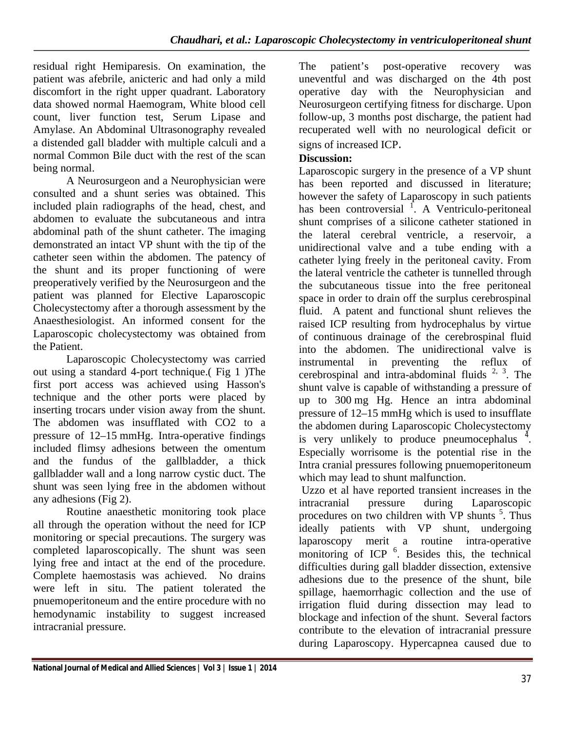residual right Hemiparesis. On examination, the patient was afebrile, anicteric and had only a mild discomfort in the right upper quadrant. Laboratory data showed normal Haemogram, White blood cell count, liver function test, Serum Lipase and Amylase. An Abdominal Ultrasonography revealed a distended gall bladder with multiple calculi and a normal Common Bile duct with the rest of the scan being normal.

A Neurosurgeon and a Neurophysician were consulted and a shunt series was obtained. This included plain radiographs of the head, chest, and abdomen to evaluate the subcutaneous and intra abdominal path of the shunt catheter. The imaging demonstrated an intact VP shunt with the tip of the catheter seen within the abdomen. The patency of the shunt and its proper functioning of were preoperatively verified by the Neurosurgeon and the patient was planned for Elective Laparoscopic Cholecystectomy after a thorough assessment by the Anaesthesiologist. An informed consent for the Laparoscopic cholecystectomy was obtained from the Patient.

Laparoscopic Cholecystectomy was carried out using a standard 4-port technique.( Fig 1 )The first port access was achieved using Hasson's technique and the other ports were placed by inserting trocars under vision away from the shunt. The abdomen was insufflated with $CO_2$ to a pressure of 12–15 mmHg. Intra-operative findings included flimsy adhesions between the omentum and the fundus of the gallbladder, a thick gallbladder wall and a long narrow cystic duct. The shunt was seen lying free in the abdomen without any adhesions (Fig 2).

Routine anaesthetic monitoring took place all through the operation without the need for ICP monitoring or special precautions. The surgery was completed laparoscopically. The shunt was seen lying free and intact at the end of the procedure. Complete haemostasis was achieved. No drains were left in situ. The patient tolerated the pnuemoperitoneum and the entire procedure with no hemodynamic instability to suggest increased intracranial pressure.

The patient's post-operative recovery was uneventful and was discharged on the 4th post operative day with the Neurophysician and Neurosurgeon certifying fitness for discharge. Upon follow-up, 3 months post discharge, the patient had recuperated well with no neurological deficit or signs of increased ICP.

**Discussion:**

Laparoscopic surgery in the presence of a VP shunt has been reported and discussed in literature; however the safety of Laparoscopy in such patients has been controversial [1]. A Ventriculo-peritoneal shunt comprises of a silicone catheter stationed in the lateral cerebral ventricle, a reservoir, a unidirectional valve and a tube ending with a catheter lying freely in the peritoneal cavity. From the lateral ventricle the catheter is tunnelled through the subcutaneous tissue into the free peritoneal space in order to drain off the surplus cerebrospinal fluid. A patent and functional shunt relieves the raised ICP resulting from hydrocephalus by virtue of continuous drainage of the cerebrospinal fluid into the abdomen. The unidirectional valve is instrumental in preventing the reflux of cerebrospinal and intra-abdominal fluids [2, 3]. The shunt valve is capable of withstanding a pressure of up to 300 mg Hg. Hence an intra abdominal pressure of 12–15 mmHg which is used to insufflate the abdomen during Laparoscopic Cholecystectomy is very unlikely to produce pneumocephalus [4]. Especially worrisome is the potential rise in the Intra cranial pressures following pnuemoperitoneum which may lead to shunt malfunction.

Uzzo et al have reported transient increases in the intracranial pressure during Laparoscopic procedures on two children with VP shunts [5]. Thus ideally patients with VP shunt, undergoing laparoscopy merit a routine intra-operative monitoring of ICP [6]. Besides this, the technical difficulties during gall bladder dissection, extensive adhesions due to the presence of the shunt, bile spillage, haemorrhagic collection and the use of irrigation fluid during dissection may lead to blockage and infection of the shunt. Several factors contribute to the elevation of intracranial pressure during Laparoscopy. Hypercapnea caused due to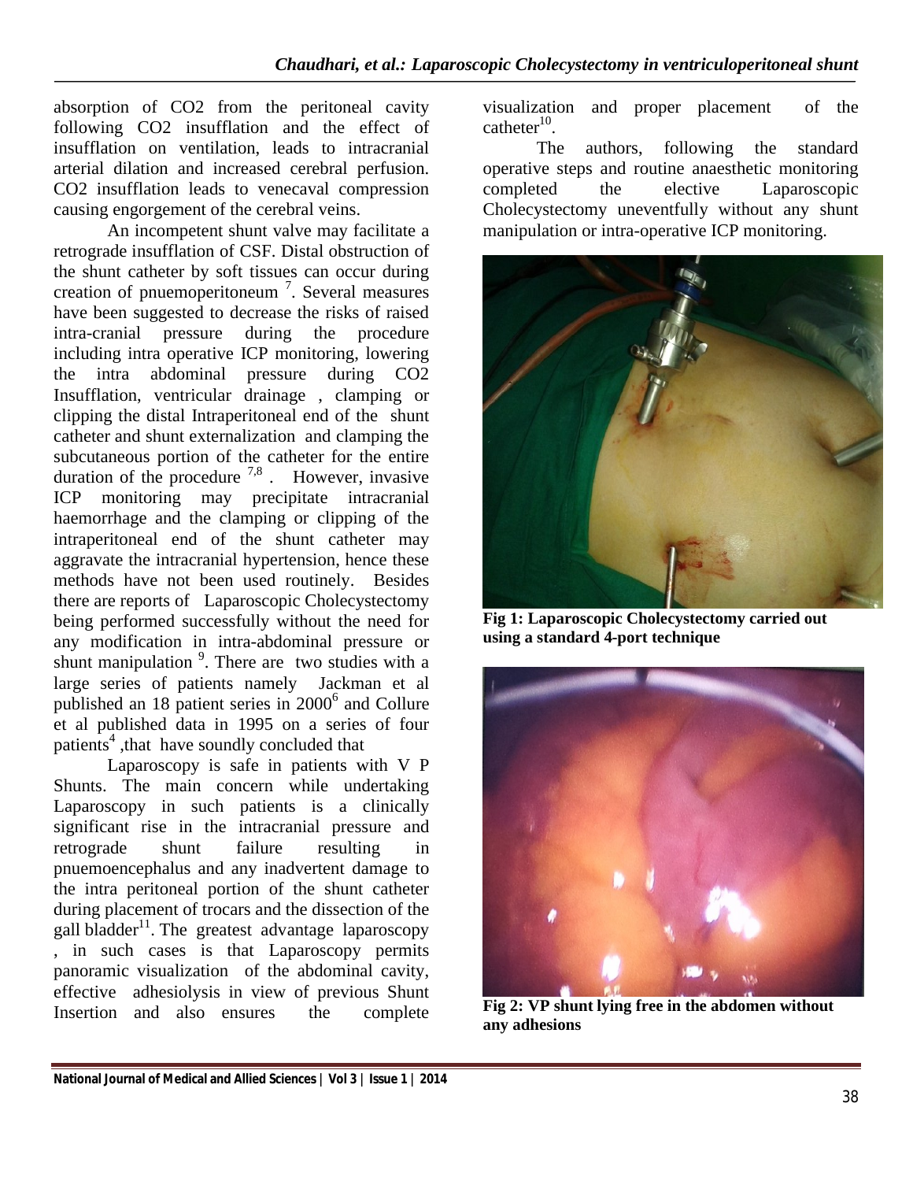absorption of $CO_2$ from the peritoneal cavity following $CO_2$ insufflation and the effect of insufflation on ventilation, leads to intracranial arterial dilation and increased cerebral perfusion. $CO_2$ insufflation leads to venecaval compression causing engorgement of the cerebral veins.

An incompetent shunt valve may facilitate a retrograde insufflation of CSF. Distal obstruction of the shunt catheter by soft tissues can occur during creation of pnuemoperitoneum [7]. Several measures have been suggested to decrease the risks of raised intra-cranial pressure during the procedure including intra operative ICP monitoring, lowering the intra abdominal pressure during $CO_2$ Insufflation, ventricular drainage , clamping or clipping the distal Intraperitoneal end of the shunt catheter and shunt externalization and clamping the subcutaneous portion of the catheter for the entire duration of the procedure [7,8] . However, invasive ICP monitoring may precipitate intracranial haemorrhage and the clamping or clipping of the intraperitoneal end of the shunt catheter may aggravate the intracranial hypertension, hence these methods have not been used routinely. Besides there are reports of Laparoscopic Cholecystectomy being performed successfully without the need for any modification in intra-abdominal pressure or shunt manipulation [9]. There are two studies with a large series of patients namely Jackman et al published an 18 patient series in 2000[6] and Collure et al published data in 1995 on a series of four patients[4] ,that have soundly concluded that

Laparoscopy is safe in patients with V P Shunts. The main concern while undertaking Laparoscopy in such patients is a clinically significant rise in the intracranial pressure and retrograde shunt failure resulting in pnuemoencephalus and any inadvertent damage to the intra peritoneal portion of the shunt catheter during placement of trocars and the dissection of the gall bladder[11]. The greatest advantage laparoscopy , in such cases is that Laparoscopy permits panoramic visualization of the abdominal cavity, effective adhesiolysis in view of previous Shunt Insertion and also ensures the complete visualization and proper placement of the catheter[10].

The authors, following the standard operative steps and routine anaesthetic monitoring completed the elective Laparoscopic Cholecystectomy uneventfully without any shunt manipulation or intra-operative ICP monitoring.

**Fig 1: Laparoscopic Cholecystectomy carried out using a standard 4-port technique**

**Fig 2: VP shunt lying free in the abdomen without any adhesions**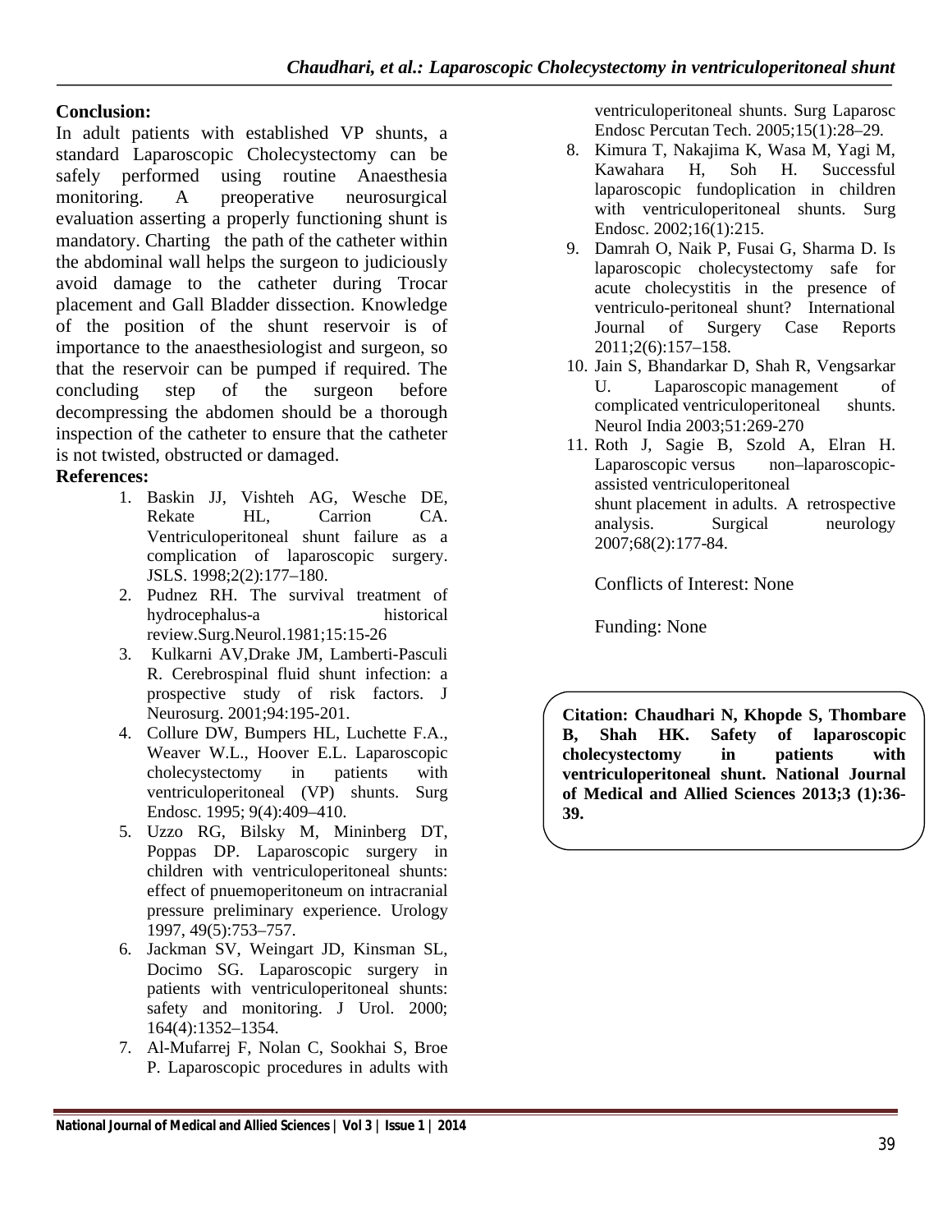## Conclusion:

In adult patients with established VP shunts, a standard Laparoscopic Cholecystectomy can be safely performed using routine Anaesthesia monitoring. A preoperative neurosurgical evaluation asserting a properly functioning shunt is mandatory. Charting the path of the catheter within the abdominal wall helps the surgeon to judiciously avoid damage to the catheter during Trocar placement and Gall Bladder dissection. Knowledge of the position of the shunt reservoir is of importance to the anaesthesiologist and surgeon, so that the reservoir can be pumped if required. The concluding step of the surgeon before decompressing the abdomen should be a thorough inspection of the catheter to ensure that the catheter is not twisted, obstructed or damaged.

## References:

1. Baskin JJ, Vishteh AG, Wesche DE, Rekate HL, Carrion CA. Ventriculoperitoneal shunt failure as a complication of laparoscopic surgery. JSLS. 1998;2(2):177–180.
2. Pudnez RH. The survival treatment of hydrocephalus-a historical review.Surg.Neurol.1981;15:15-26
3. Kulkarni AV,Drake JM, Lamberti-Pasculi R. Cerebrospinal fluid shunt infection: a prospective study of risk factors. J Neurosurg. 2001;94:195-201.
4. Collure DW, Bumpers HL, Luchette F.A., Weaver W.L., Hoover E.L. Laparoscopic cholecystectomy in patients with ventriculoperitoneal (VP) shunts. Surg Endosc. 1995; 9(4):409–410.
5. Uzzo RG, Bilsky M, Mininberg DT, Poppas DP. Laparoscopic surgery in children with ventriculoperitoneal shunts: effect of pnuemoperitoneum on intracranial pressure preliminary experience. Urology 1997, 49(5):753–757.
6. Jackman SV, Weingart JD, Kinsman SL, Docimo SG. Laparoscopic surgery in patients with ventriculoperitoneal shunts: safety and monitoring. J Urol. 2000; 164(4):1352–1354.
7. Al-Mufarrej F, Nolan C, Sookhai S, Broe P. Laparoscopic procedures in adults with ventriculoperitoneal shunts. Surg Laparosc Endosc Percutan Tech. 2005;15(1):28–29.
8. Kimura T, Nakajima K, Wasa M, Yagi M, Kawahara H, Soh H. Successful laparoscopic fundoplication in children with ventriculoperitoneal shunts. Surg Endosc. 2002;16(1):215.
9. Damrah O, Naik P, Fusai G, Sharma D. Is laparoscopic cholecystectomy safe for acute cholecystitis in the presence of ventriculo-peritoneal shunt? International Journal of Surgery Case Reports 2011;2(6):157–158.
10. Jain S, Bhandarkar D, Shah R, Vengsarkar U. Laparoscopic management of complicated ventriculoperitoneal shunts. Neurol India 2003;51:269-270
11. Roth J, Sagie B, Szold A, Elran H. Laparoscopic versus non–laparoscopic-assisted ventriculoperitoneal shunt placement in adults. A retrospective analysis. Surgical neurology 2007;68(2):177-84.

Conflicts of Interest: None

Funding: None

**Citation: Chaudhari N, Khopde S, Thombare B, Shah HK. Safety of laparoscopic cholecystectomy in patients with ventriculoperitoneal shunt. National Journal of Medical and Allied Sciences 2013;3 (1):36-39.**